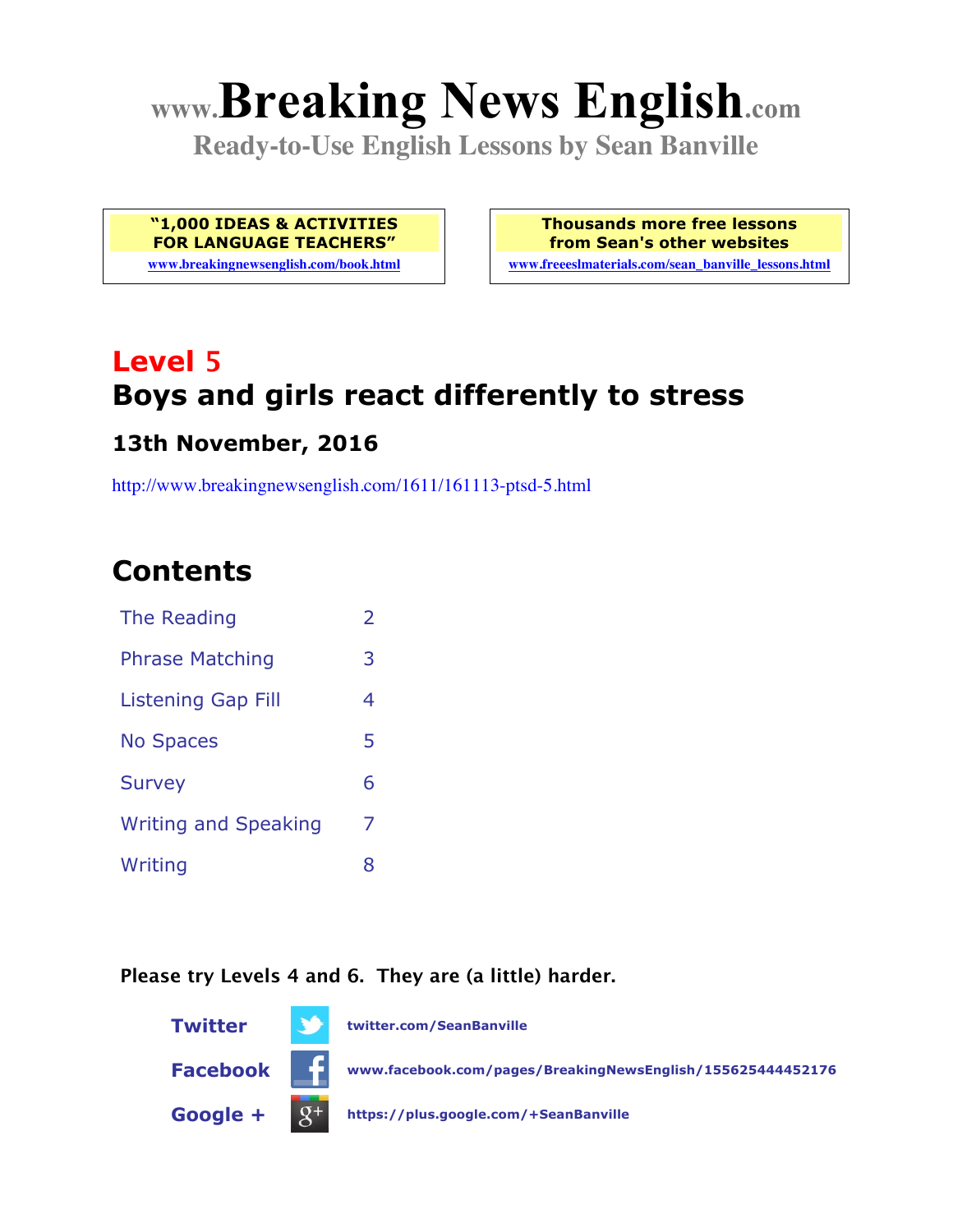# www.Breaking News English.com

**Ready-to-Use English Lessons by Sean Banville**

| "1,000 IDEAS & ACTIVITIES FOR LANGUAGE TEACHERS" | Thousands more free lessons from Sean's other websites |
| --- | --- |
| www.breakingnewsenglish.com/book.html | www.freeeslmaterials.com/sean_banville_lessons.html |

## Level 5

## Boys and girls react differently to stress

### 13th November, 2016

http://www.breakingnewsenglish.com/1611/161113-ptsd-5.html

## Contents

| | |
| --- | --- |
| The Reading | 2 |
| Phrase Matching | 3 |
| Listening Gap Fill | 4 |
| No Spaces | 5 |
| Survey | 6 |
| Writing and Speaking | 7 |
| Writing | 8 |

**Please try Levels 4 and 6. They are (a little) harder.**

**Twitter** twitter.com/SeanBanville

**Facebook** www.facebook.com/pages/BreakingNewsEnglish/155625444452176

**Google +** https://plus.google.com/+SeanBanville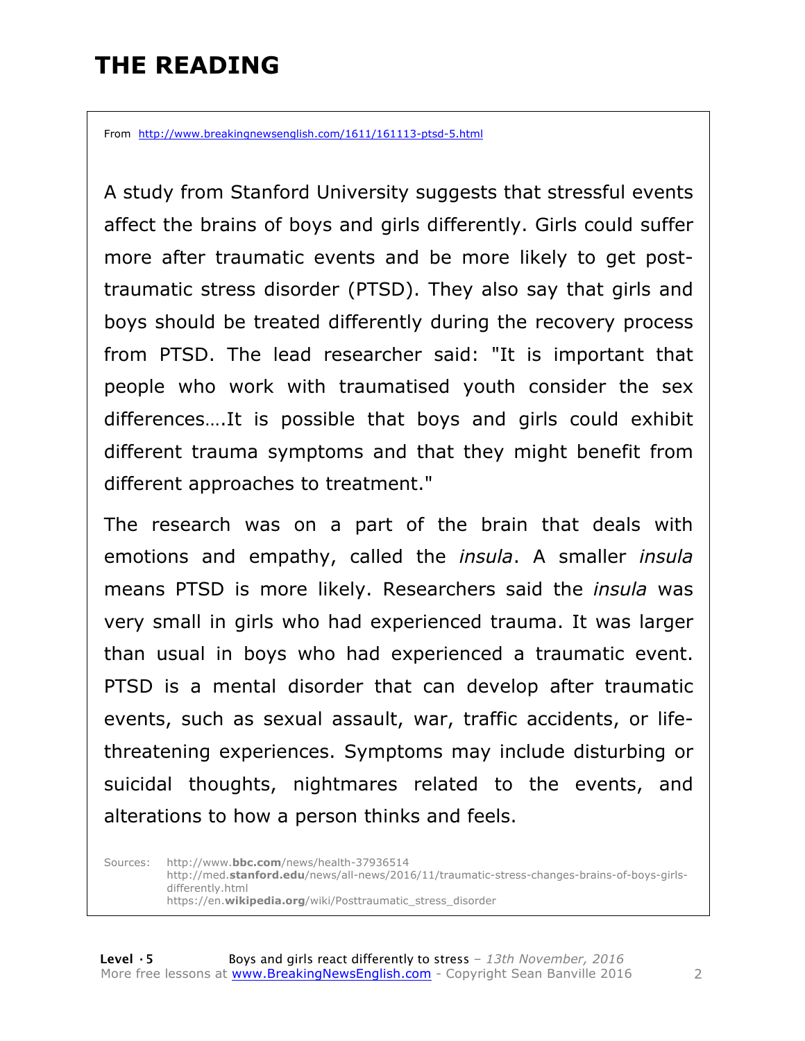# THE READING

From http://www.breakingnewsenglish.com/1611/161113-ptsd-5.html

A study from Stanford University suggests that stressful events affect the brains of boys and girls differently. Girls could suffer more after traumatic events and be more likely to get post-traumatic stress disorder (PTSD). They also say that girls and boys should be treated differently during the recovery process from PTSD. The lead researcher said: "It is important that people who work with traumatised youth consider the sex differences….It is possible that boys and girls could exhibit different trauma symptoms and that they might benefit from different approaches to treatment."

The research was on a part of the brain that deals with emotions and empathy, called the *insula*. A smaller *insula* means PTSD is more likely. Researchers said the *insula* was very small in girls who had experienced trauma. It was larger than usual in boys who had experienced a traumatic event. PTSD is a mental disorder that can develop after traumatic events, such as sexual assault, war, traffic accidents, or life-threatening experiences. Symptoms may include disturbing or suicidal thoughts, nightmares related to the events, and alterations to how a person thinks and feels.

Sources: http://www.**bbc.com**/news/health-37936514
http://med.**stanford.edu**/news/all-news/2016/11/traumatic-stress-changes-brains-of-boys-girls-differently.html
https://en.**wikipedia.org**/wiki/Posttraumatic_stress_disorder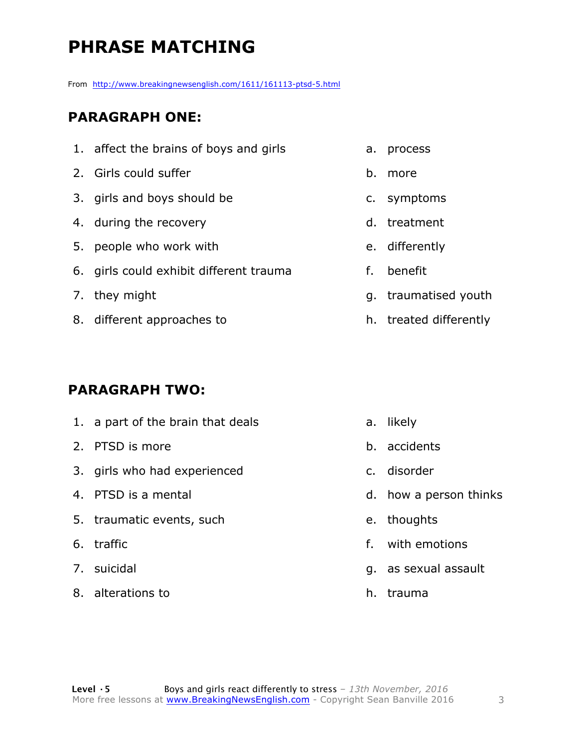# PHRASE MATCHING

From http://www.breakingnewsenglish.com/1611/161113-ptsd-5.html

## PARAGRAPH ONE:

| | |
|---|---|
| 1. affect the brains of boys and girls | a. process |
| 2. Girls could suffer | b. more |
| 3. girls and boys should be | c. symptoms |
| 4. during the recovery | d. treatment |
| 5. people who work with | e. differently |
| 6. girls could exhibit different trauma | f. benefit |
| 7. they might | g. traumatised youth |
| 8. different approaches to | h. treated differently |

## PARAGRAPH TWO:

| | |
|---|---|
| 1. a part of the brain that deals | a. likely |
| 2. PTSD is more | b. accidents |
| 3. girls who had experienced | c. disorder |
| 4. PTSD is a mental | d. how a person thinks |
| 5. traumatic events, such | e. thoughts |
| 6. traffic | f. with emotions |
| 7. suicidal | g. as sexual assault |
| 8. alterations to | h. trauma |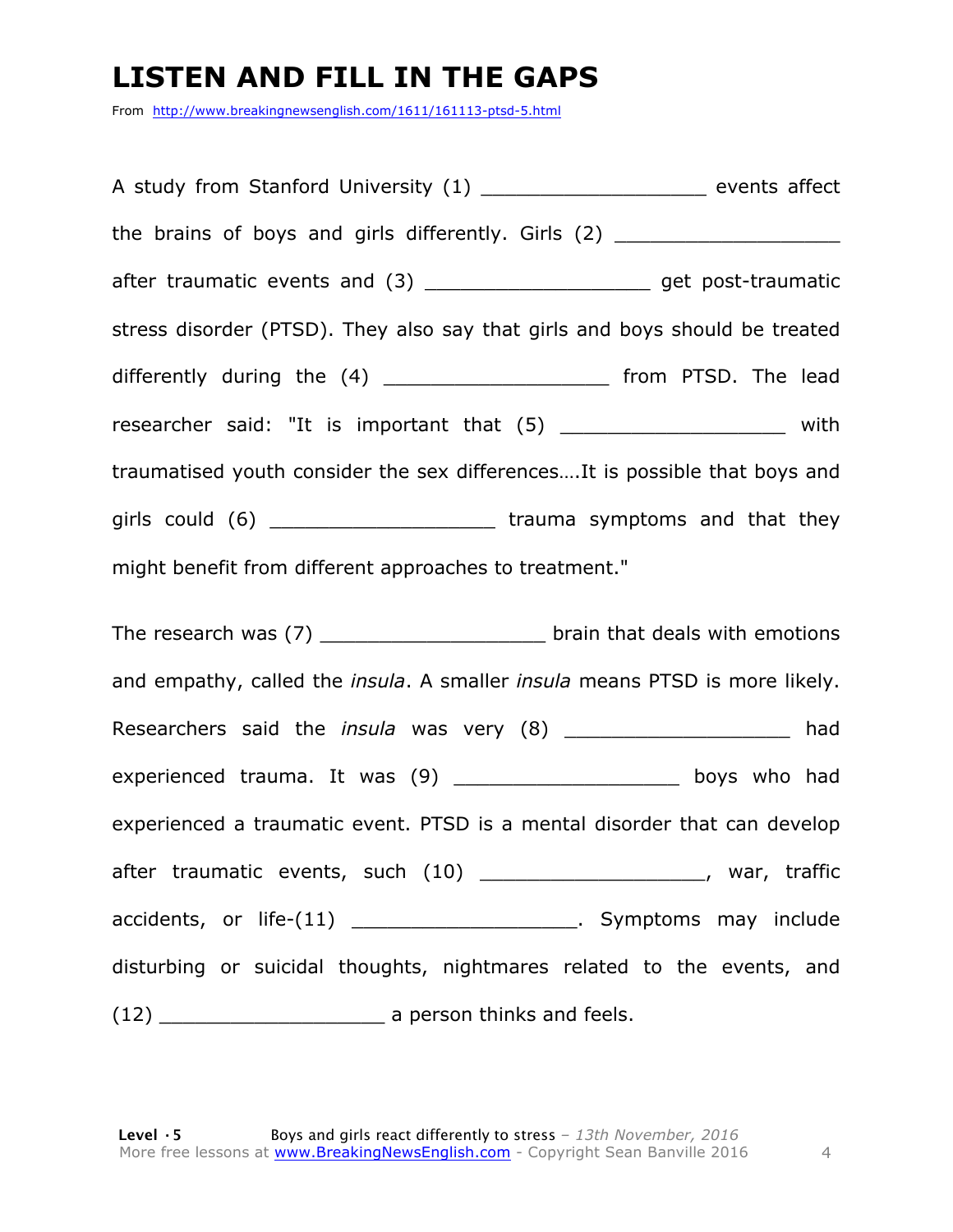# LISTEN AND FILL IN THE GAPS

From http://www.breakingnewsenglish.com/1611/161113-ptsd-5.html

A study from Stanford University (1) ___________________ events affect the brains of boys and girls differently. Girls (2) ___________________ after traumatic events and (3) ___________________ get post-traumatic stress disorder (PTSD). They also say that girls and boys should be treated differently during the (4) ___________________ from PTSD. The lead researcher said: "It is important that (5) ___________________ with traumatised youth consider the sex differences….It is possible that boys and girls could (6) ___________________ trauma symptoms and that they might benefit from different approaches to treatment."

The research was (7) ___________________ brain that deals with emotions and empathy, called the *insula*. A smaller *insula* means PTSD is more likely. Researchers said the *insula* was very (8) ___________________ had experienced trauma. It was (9) ___________________ boys who had experienced a traumatic event. PTSD is a mental disorder that can develop after traumatic events, such (10) ___________________, war, traffic accidents, or life-(11) ___________________. Symptoms may include disturbing or suicidal thoughts, nightmares related to the events, and (12) ___________________ a person thinks and feels.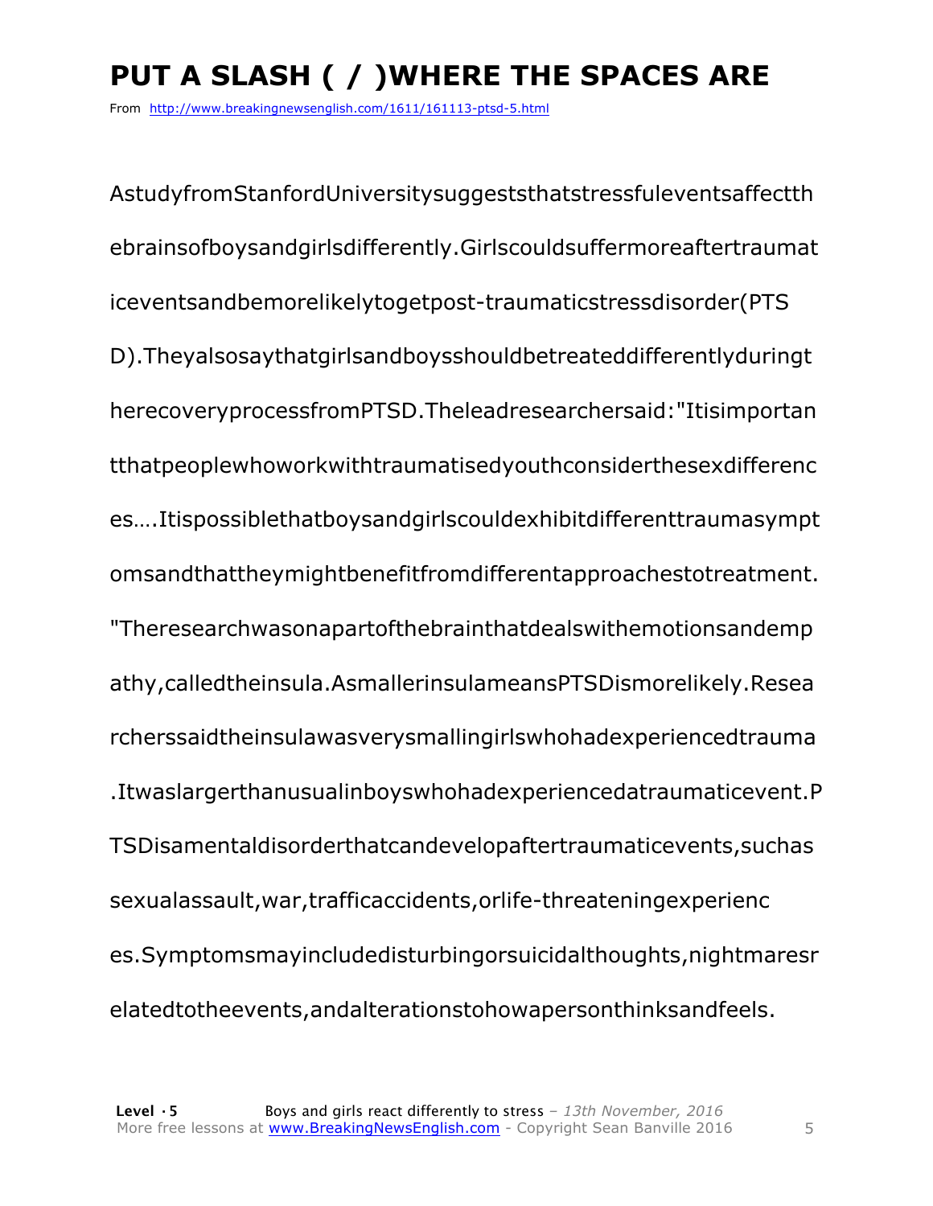# PUT A SLASH ( / )WHERE THE SPACES ARE

From http://www.breakingnewsenglish.com/1611/161113-ptsd-5.html

AstudyfromStanfordUniversitysuggeststhatstressfuleventsaffectth ebrainsofboysandgirlsdifferently.Girlscouldsuffermoreaftertraumat iceventsandbemorelikelytogetpost-traumaticstressdisorder(PTS D).Theyalsosaythatgirlsandboysshouldbetreateddifferentlyduringt herecoveryprocessfromPTSD.Theleadresearchersaid:"Itisimportan tthatpeoplewhoworkwithtraumatisedyouthconsiderthesexdifferenc es….Itispossiblethatboysandgirlscouldexhibitdifferenttraumasympt omsandthattheymightbenefitfromdifferentapproachestotreatment. "Theresearchwasonapartofthebrainthatdealswithemotionsandemp athy,calledtheinsula.AsmallerinsulameansPTSDismorelikely.Resea rcherssaidtheinsulawasverysmallingirlswhohadexperiencedtrauma .Itwaslargerthanusualinboyswhohadexperiencedatraumaticevent.P TSDisamentaldisorderthatcandevelopaftertraumaticevents,suchas sexualassault,war,trafficaccidents,orlife-threateningexperienc es.Symptomsmayincludedisturbingorsuicidalthoughts,nightmaresr elatedtotheevents,andalterationstohowapersonthinksandfeels.

**Level · 5** Boys and girls react differently to stress – *13th November, 2016*
More free lessons at www.BreakingNewsEnglish.com - Copyright Sean Banville 2016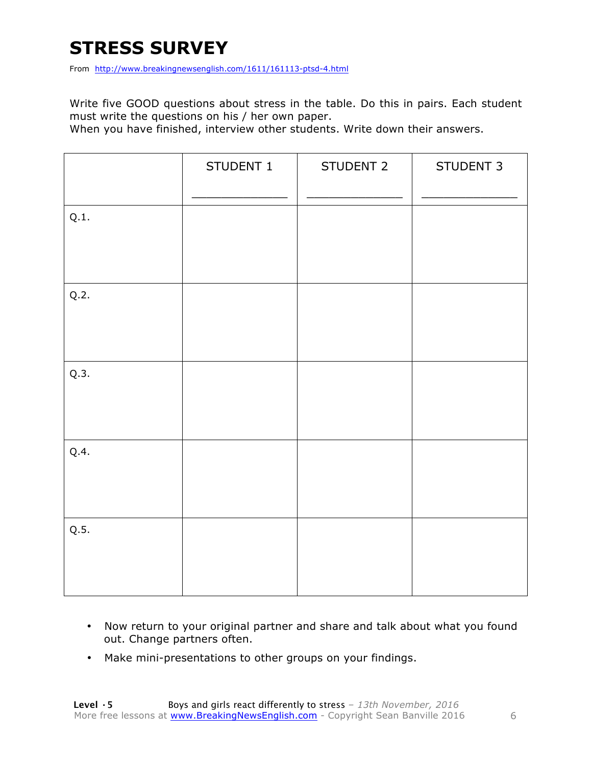# STRESS SURVEY

From http://www.breakingnewsenglish.com/1611/161113-ptsd-4.html

Write five GOOD questions about stress in the table. Do this in pairs. Each student must write the questions on his / her own paper.
When you have finished, interview other students. Write down their answers.

| | STUDENT 1<br>_______________ | STUDENT 2<br>_______________ | STUDENT 3<br>_______________ |
|---|---|---|---|
| Q.1. | | | |
| Q.2. | | | |
| Q.3. | | | |
| Q.4. | | | |
| Q.5. | | | |

- Now return to your original partner and share and talk about what you found out. Change partners often.
- Make mini-presentations to other groups on your findings.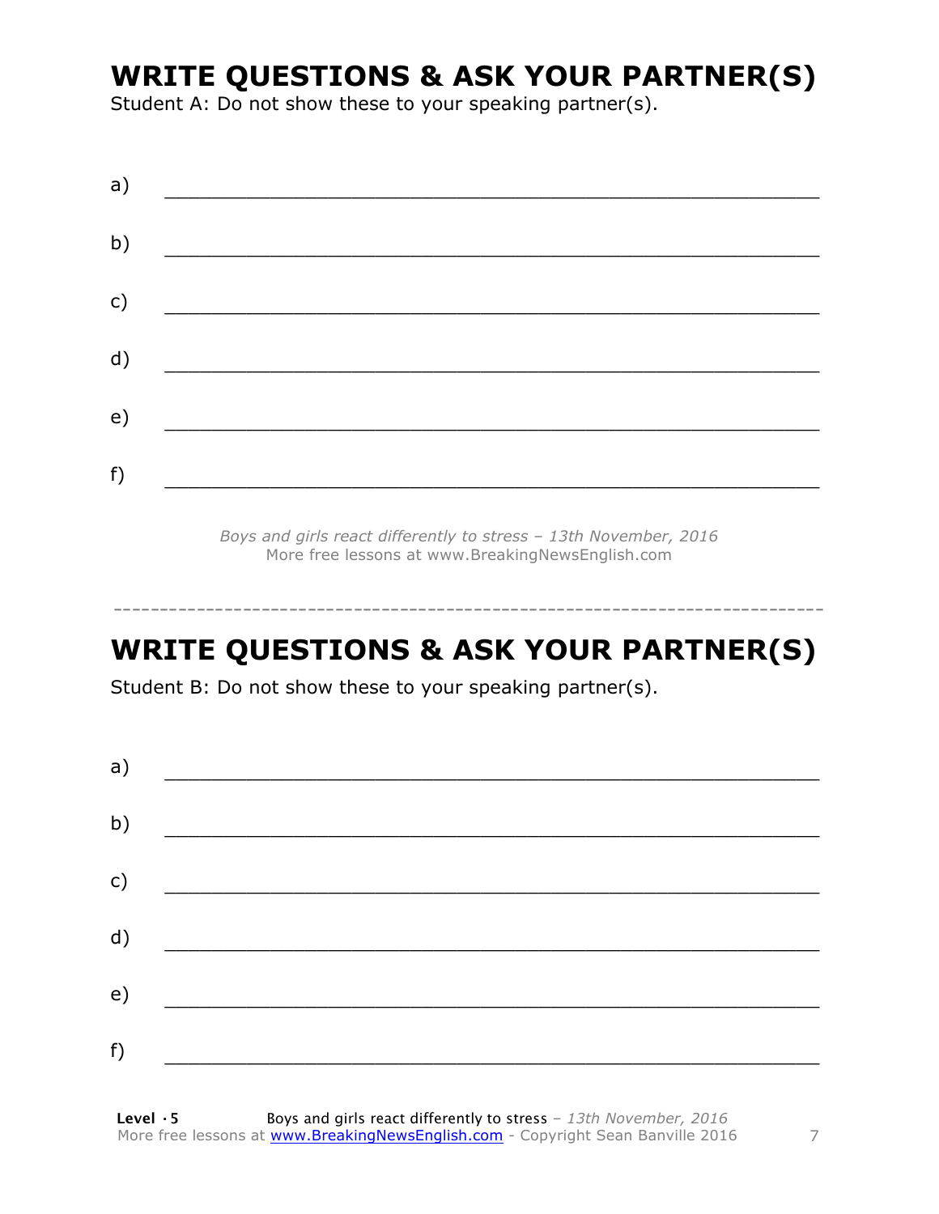# WRITE QUESTIONS & ASK YOUR PARTNER(S)

Student A: Do not show these to your speaking partner(s).

a) ___________________________________________________________

b) ___________________________________________________________

c) ___________________________________________________________

d) ___________________________________________________________

e) ___________________________________________________________

f) ___________________________________________________________

*Boys and girls react differently to stress – 13th November, 2016*
More free lessons at www.BreakingNewsEnglish.com

-----------------------------------------------------------------------------

# WRITE QUESTIONS & ASK YOUR PARTNER(S)

Student B: Do not show these to your speaking partner(s).

a) ___________________________________________________________

b) ___________________________________________________________

c) ___________________________________________________________

d) ___________________________________________________________

e) ___________________________________________________________

f) ___________________________________________________________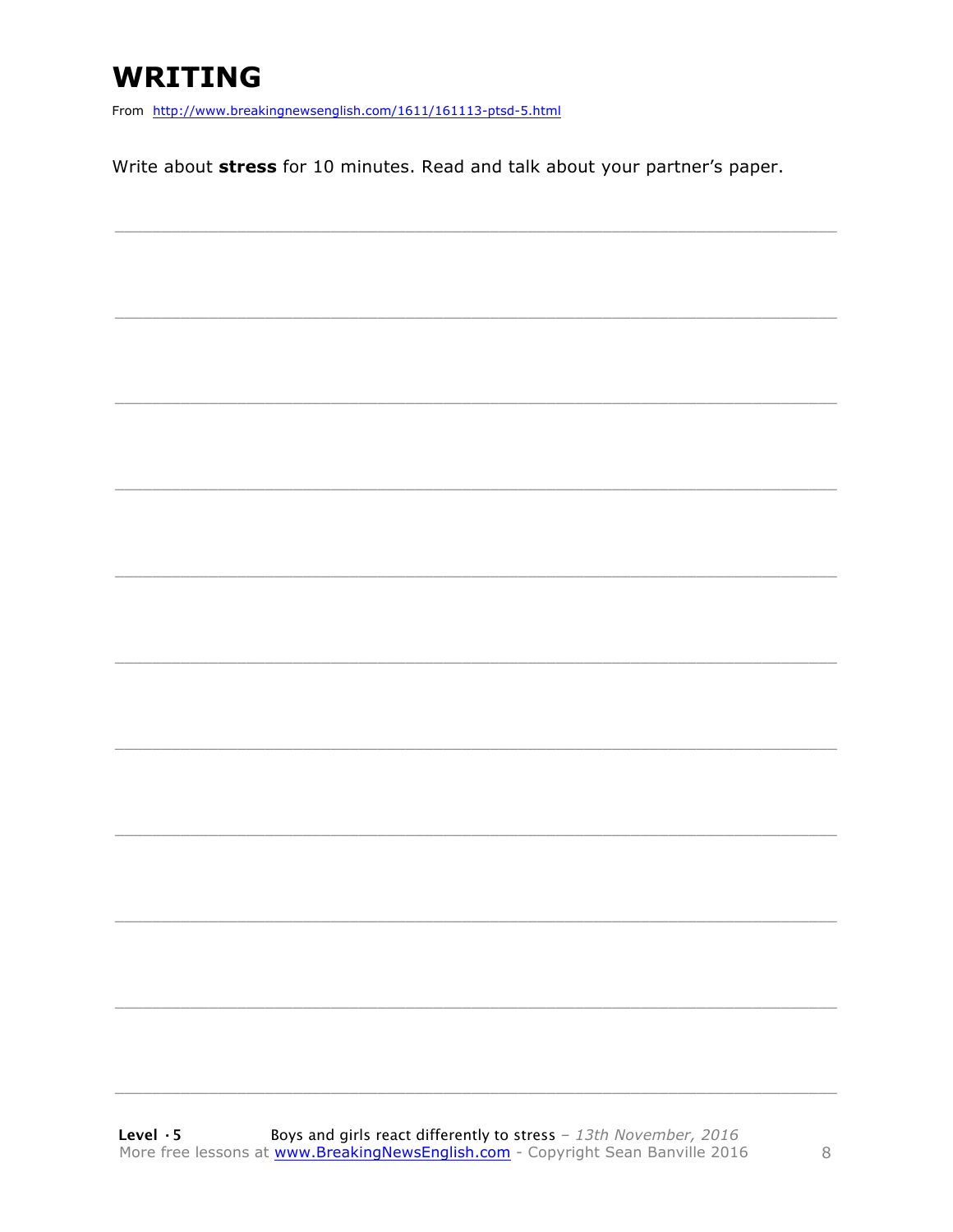# WRITING

From http://www.breakingnewsenglish.com/1611/161113-ptsd-5.html

Write about **stress** for 10 minutes. Read and talk about your partner's paper.

___________________________________________________________________________

___________________________________________________________________________

___________________________________________________________________________

___________________________________________________________________________

___________________________________________________________________________

___________________________________________________________________________

___________________________________________________________________________

___________________________________________________________________________

___________________________________________________________________________

___________________________________________________________________________

___________________________________________________________________________